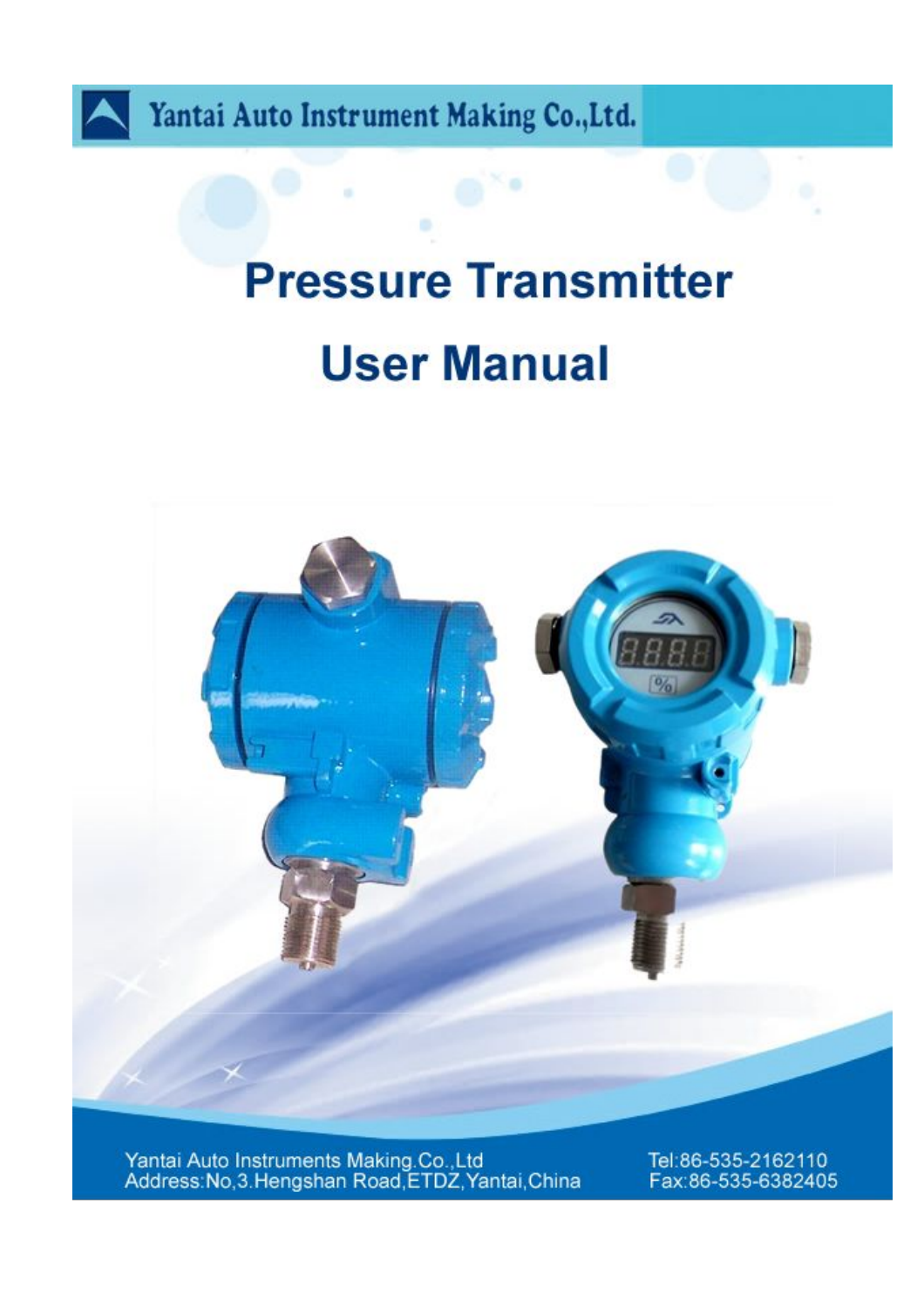Yantai Auto Instrument Making Co.,Ltd.

# Pressure Transmitter

# User Manual

Yantai Auto Instruments Making.Co.,Ltd
Address:No,3.Hengshan Road,ETDZ,Yantai,China

Tel:86-535-2162110
Fax:86-535-6382405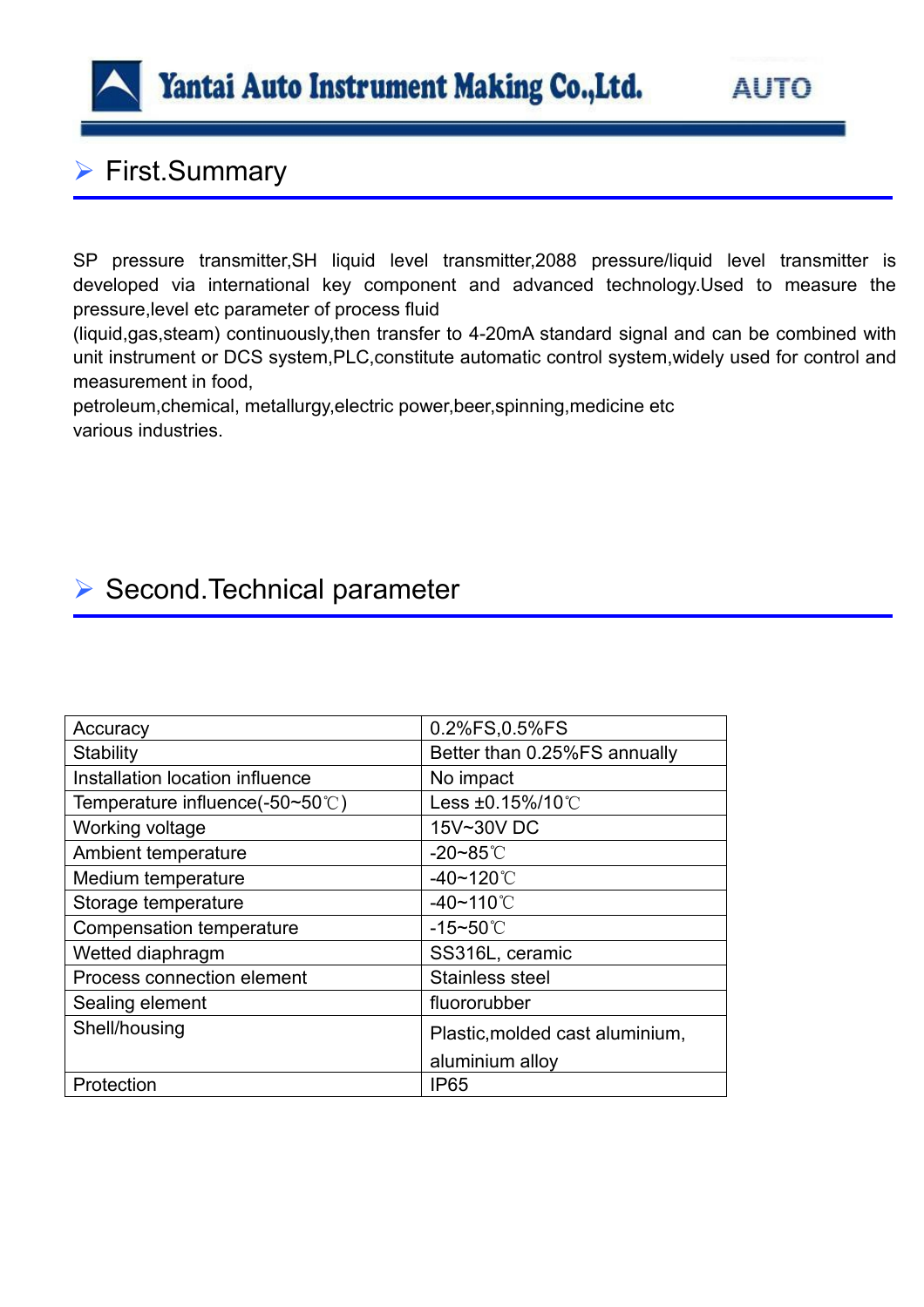## First.Summary

SP pressure transmitter,SH liquid level transmitter,2088 pressure/liquid level transmitter is developed via international key component and advanced technology.Used to measure the pressure,level etc parameter of process fluid
(liquid,gas,steam) continuously,then transfer to 4-20mA standard signal and can be combined with unit instrument or DCS system,PLC,constitute automatic control system,widely used for control and measurement in food,
petroleum,chemical, metallurgy,electric power,beer,spinning,medicine etc
various industries.

## Second.Technical parameter

| Accuracy | 0.2%FS,0.5%FS |
|---|---|
| Stability | Better than 0.25%FS annually |
| Installation location influence | No impact |
| Temperature influence(-50~50℃) | Less ±0.15%/10℃ |
| Working voltage | 15V~30V DC |
| Ambient temperature | -20~85℃ |
| Medium temperature | -40~120℃ |
| Storage temperature | -40~110℃ |
| Compensation temperature | -15~50℃ |
| Wetted diaphragm | SS316L, ceramic |
| Process connection element | Stainless steel |
| Sealing element | fluororubber |
| Shell/housing | Plastic,molded cast aluminium, aluminium alloy |
| Protection | IP65 |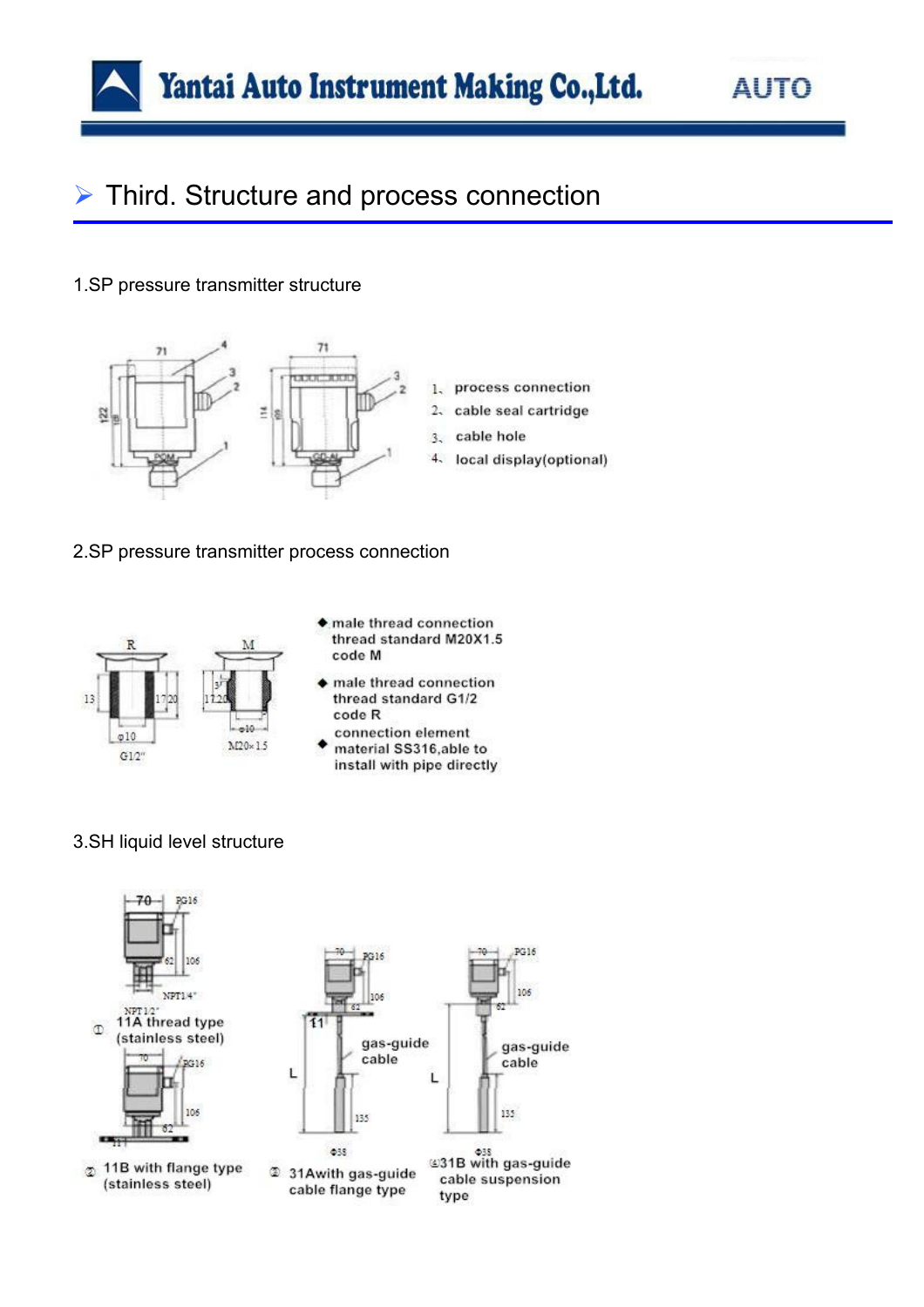## Third. Structure and process connection

### 1.SP pressure transmitter structure

1、 process connection
2、 cable seal cartridge
3、 cable hole
4、 local display(optional)

### 2.SP pressure transmitter process connection

- male thread connection thread standard M20X1.5 code M
- male thread connection thread standard G1/2 code R
- connection element material SS316,able to install with pipe directly

### 3.SH liquid level structure

① 11A thread type (stainless steel)

② 11B with flange type (stainless steel)

③ 31Awith gas-guide cable flange type

④31B with gas-guide cable suspension type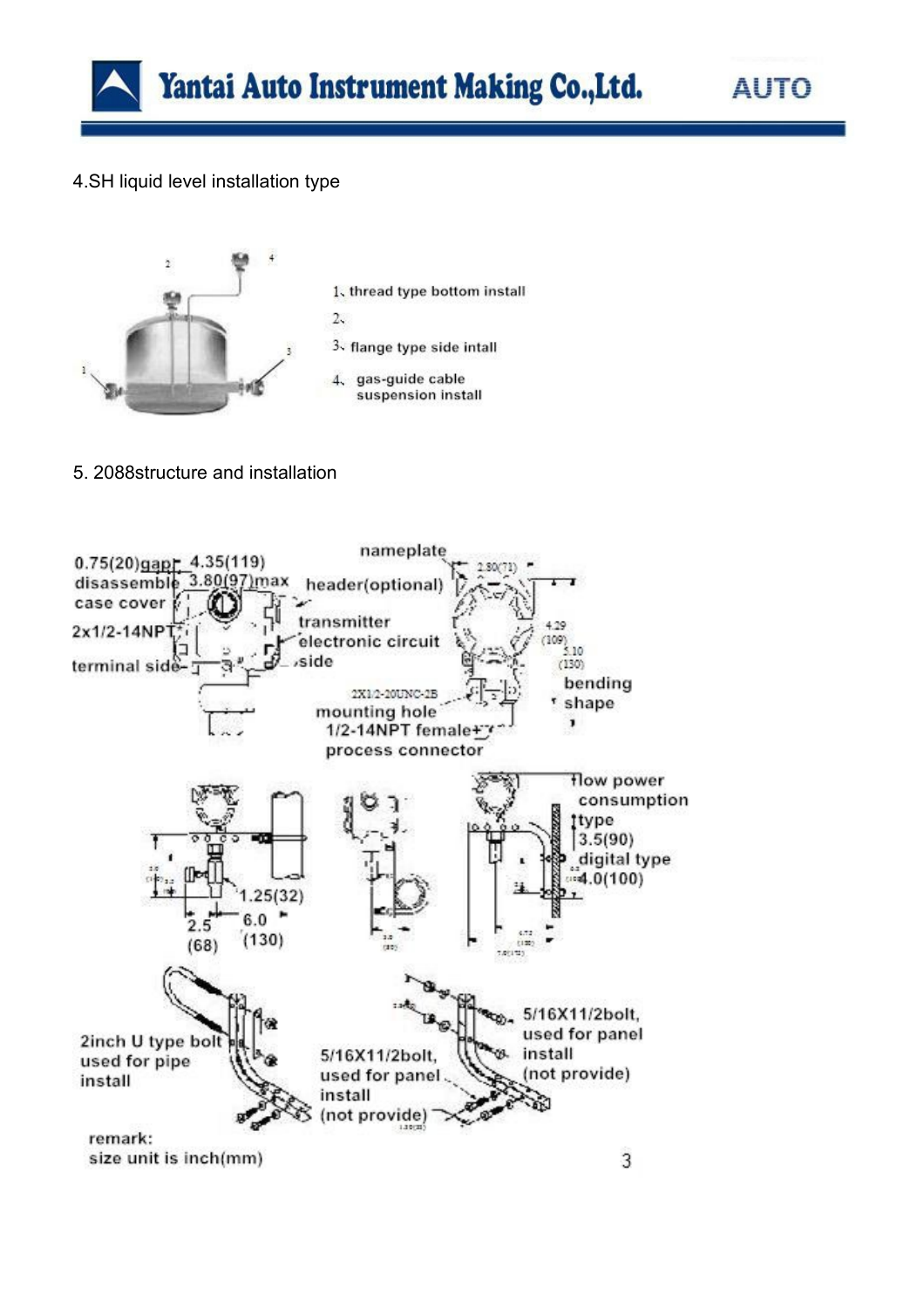4.SH liquid level installation type

1、thread type bottom install

2、

3、flange type side intall

4、 gas-guide cable suspension install

5. 2088structure and installation

0.75(20)gap 4.35(119)

disassemble 3.80(97)max

case cover

2x1/2-14NPT

terminal side

nameplate

header(optional)

transmitter

electronic circuit side

2X1/2-20UNC-2B

mounting hole

1/2-14NPT female

process connector

2.80(71)

4.29 (109)

5.10 (130)

bending shape

1.25(32)

2.5 (68)

6.0 (130)

low power consumption type

3.5(90)

digital type

4.0(100)

2inch U type bolt used for pipe install

5/16X11/2bolt, used for panel install (not provide)

5/16X11/2bolt, used for panel install (not provide)

remark:

size unit is inch(mm)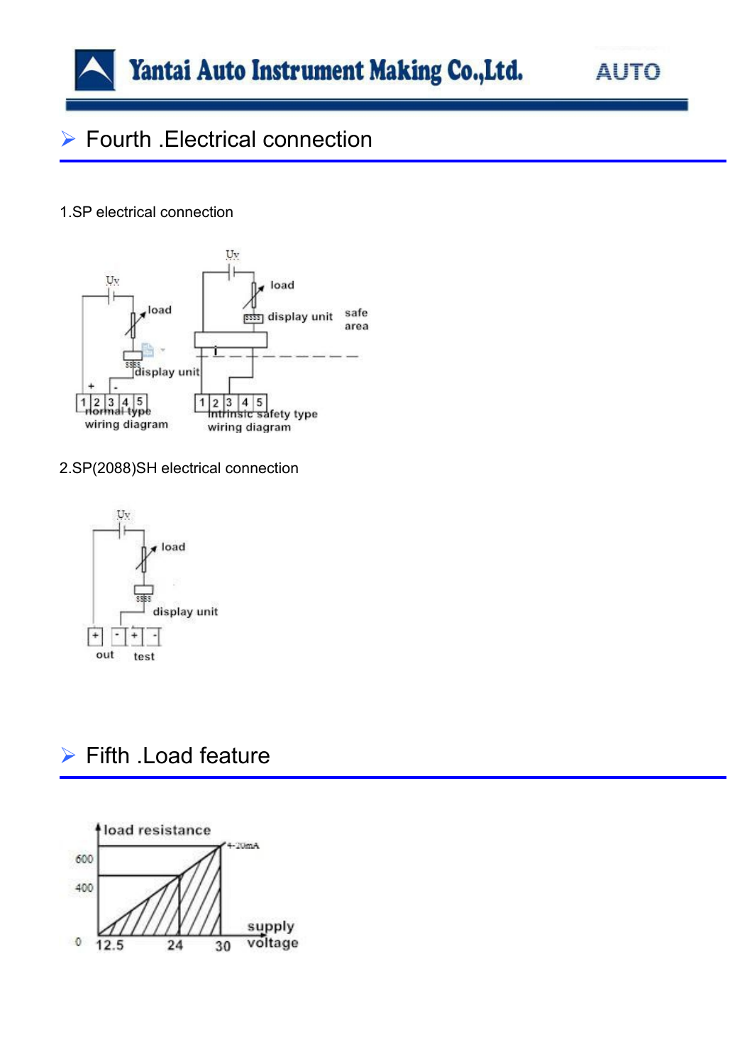## Fourth .Electrical connection

1.SP electrical connection

2.SP(2088)SH electrical connection

## Fifth .Load feature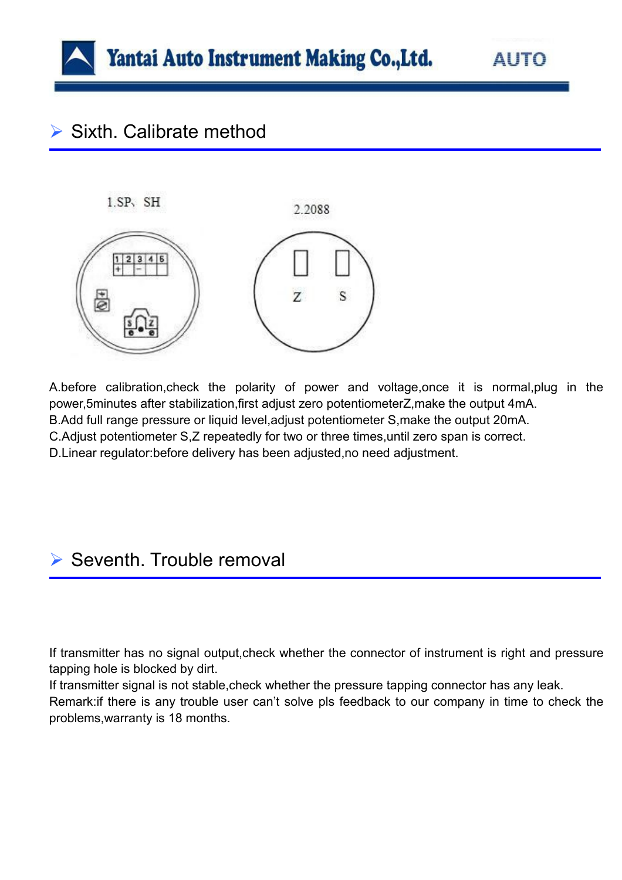## Sixth. Calibrate method

1.SP、 SH

2.2088

A.before calibration,check the polarity of power and voltage,once it is normal,plug in the power,5minutes after stabilization,first adjust zero potentiometerZ,make the output 4mA.
B.Add full range pressure or liquid level,adjust potentiometer S,make the output 20mA.
C.Adjust potentiometer S,Z repeatedly for two or three times,until zero span is correct.
D.Linear regulator:before delivery has been adjusted,no need adjustment.

## Seventh. Trouble removal

If transmitter has no signal output,check whether the connector of instrument is right and pressure tapping hole is blocked by dirt.
If transmitter signal is not stable,check whether the pressure tapping connector has any leak.
Remark:if there is any trouble user can't solve pls feedback to our company in time to check the problems,warranty is 18 months.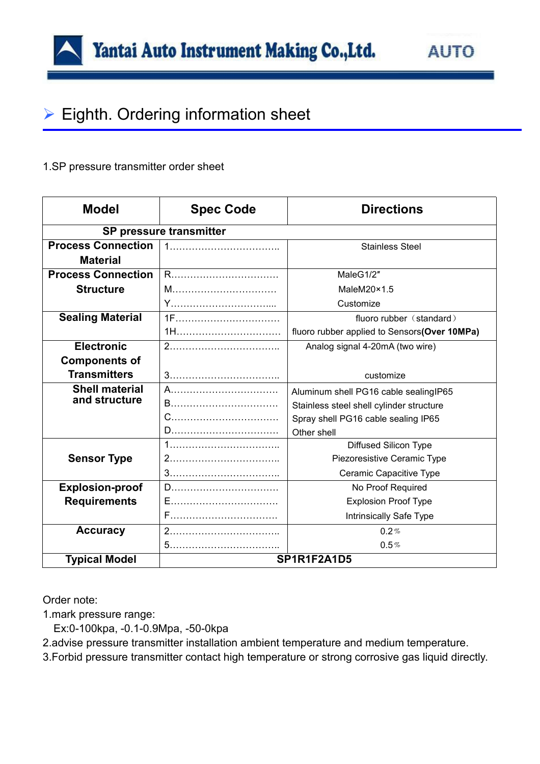## Eighth. Ordering information sheet

1.SP pressure transmitter order sheet

| Model | Spec Code | Directions |
|---|---|---|
| **SP pressure transmitter** | | |
| **Process Connection Material** | 1…………………………….. | Stainless Steel |
| **Process Connection Structure** | R……………………………<br>M……………………………<br>Y…………………………... | MaleG1/2″<br>MaleM20×1.5<br>Customize |
| **Sealing Material** | 1F……………………………<br>1H…………………………… | fluoro rubber（standard）<br>fluoro rubber applied to Sensors**(Over 10MPa)** |
| **Electronic Components of Transmitters** | 2……………………………..<br>3…………………………….. | Analog signal 4-20mA (two wire)<br>customize |
| **Shell material and structure** | A……………………………<br>B……………………………<br>C……………………………<br>D…………………………… | Aluminum shell PG16 cable sealingIP65<br>Stainless steel shell cylinder structure<br>Spray shell PG16 cable sealing IP65<br>Other shell |
| **Sensor Type** | 1……………………………..<br>2……………………………..<br>3…………………………….. | Diffused Silicon Type<br>Piezoresistive Ceramic Type<br>Ceramic Capacitive Type |
| **Explosion-proof Requirements** | D……………………………<br>E……………………………<br>F…………………………… | No Proof Required<br>Explosion Proof Type<br>Intrinsically Safe Type |
| **Accuracy** | 2……………………………..<br>5…………………………….. | 0.2%<br>0.5% |
| **Typical Model** | **SP1R1F2A1D5** | |

Order note:

1.mark pressure range:
  Ex:0-100kpa, -0.1-0.9Mpa, -50-0kpa

2.advise pressure transmitter installation ambient temperature and medium temperature.

3.Forbid pressure transmitter contact high temperature or strong corrosive gas liquid directly.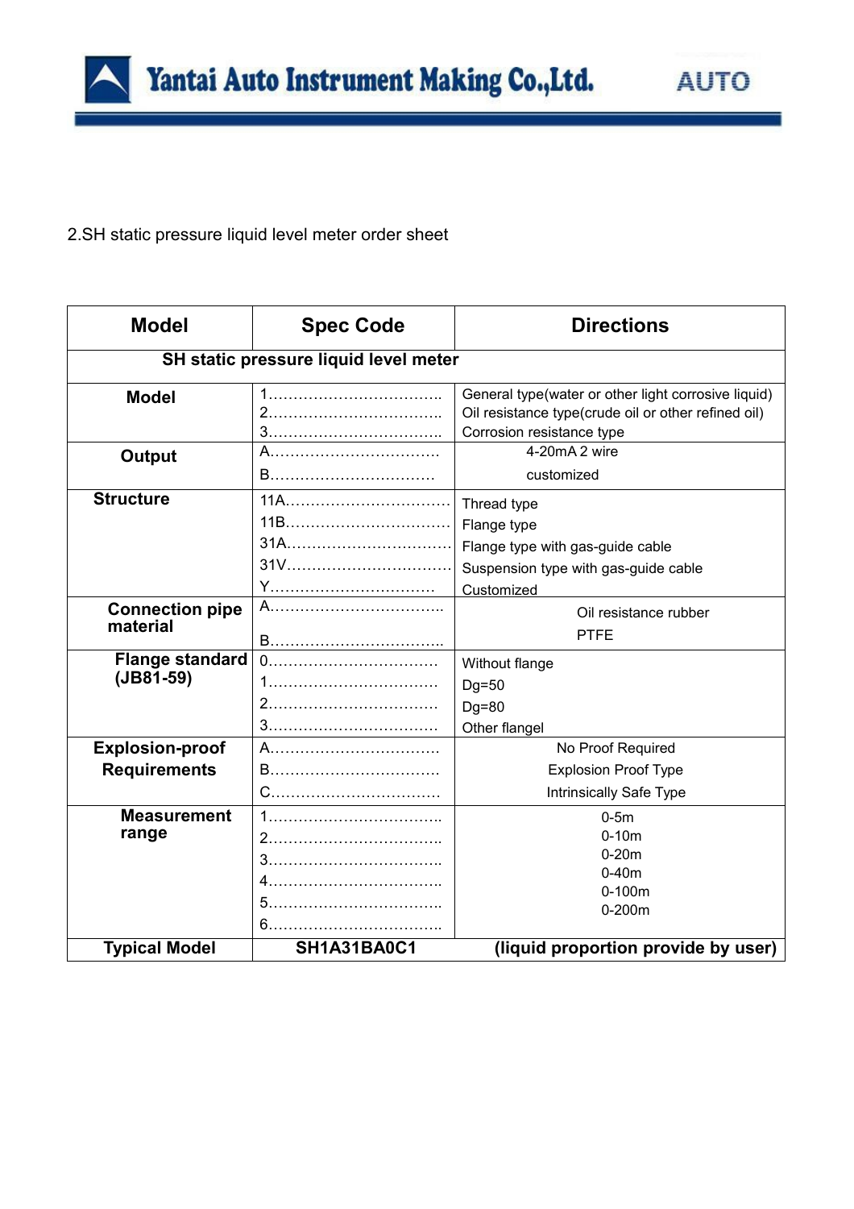## 2.SH static pressure liquid level meter order sheet

| Model | Spec Code | Directions |
|---|---|---|
| SH static pressure liquid level meter | | |
| Model | 1……………………………. | General type(water or other light corrosive liquid) |
| | 2……………………………. | Oil resistance type(crude oil or other refined oil) |
| | 3……………………………. | Corrosion resistance type |
| Output | A……………………………. | 4-20mA 2 wire |
| | B……………………………. | customized |
| Structure | 11A……………………………. | Thread type |
| | 11B……………………………. | Flange type |
| | 31A……………………………. | Flange type with gas-guide cable |
| | 31V……………………………. | Suspension type with gas-guide cable |
| | Y……………………………. | Customized |
| Connection pipe material | A……………………………. | Oil resistance rubber |
| | B……………………………. | PTFE |
| Flange standard (JB81-59) | 0……………………………. | Without flange |
| | 1……………………………. | Dg=50 |
| | 2……………………………. | Dg=80 |
| | 3……………………………. | Other flangel |
| Explosion-proof Requirements | A……………………………. | No Proof Required |
| | B……………………………. | Explosion Proof Type |
| | C……………………………. | Intrinsically Safe Type |
| Measurement range | 1……………………………. | 0-5m |
| | 2……………………………. | 0-10m |
| | 3……………………………. | 0-20m |
| | 4……………………………. | 0-40m |
| | 5……………………………. | 0-100m |
| | 6……………………………. | 0-200m |
| Typical Model | SH1A31BA0C1 | (liquid proportion provide by user) |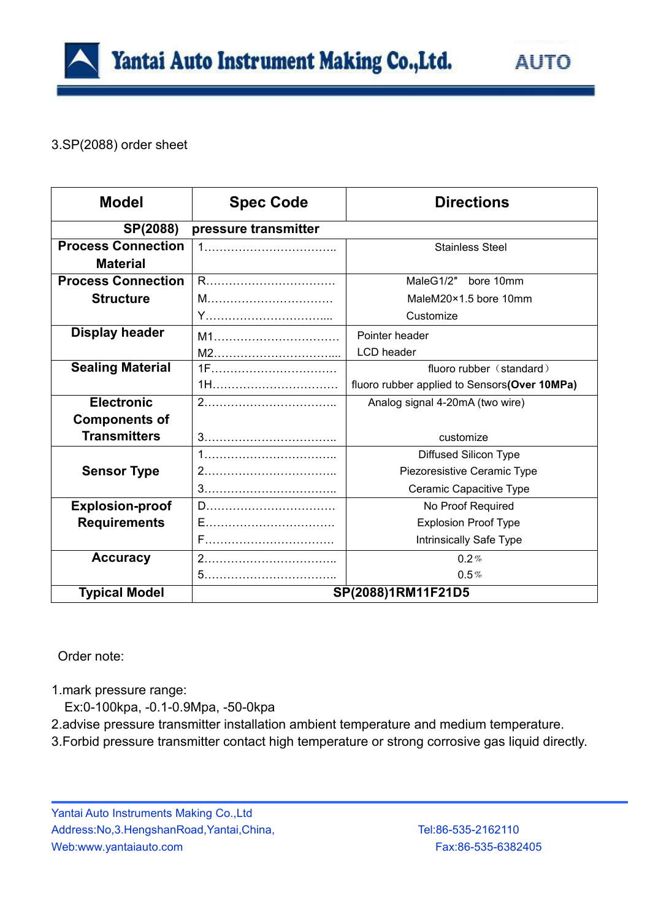3.SP(2088) order sheet

| Model | Spec Code | Directions |
|---|---|---|
| **SP(2088)** | **pressure transmitter** | |
| **Process Connection Material** | 1…………………………….. | Stainless Steel |
| **Process Connection Structure** | R……………………………<br>M……………………………<br>Y………………………….... | MaleG1/2″ bore 10mm<br>MaleM20×1.5 bore 10mm<br>Customize |
| **Display header** | M1……………………………<br>M2…………………………….... | Pointer header<br>LCD header |
| **Sealing Material** | 1F……………………………<br>1H…………………………… | fluoro rubber（standard）<br>fluoro rubber applied to Sensors**(Over 10MPa)** |
| **Electronic Components of Transmitters** | 2……………………………..<br>3…………………………….. | Analog signal 4-20mA (two wire)<br>customize |
| **Sensor Type** | 1……………………………..<br>2……………………………..<br>3…………………………….. | Diffused Silicon Type<br>Piezoresistive Ceramic Type<br>Ceramic Capacitive Type |
| **Explosion-proof Requirements** | D……………………………<br>E……………………………<br>F…………………………… | No Proof Required<br>Explosion Proof Type<br>Intrinsically Safe Type |
| **Accuracy** | 2……………………………..<br>5…………………………….. | 0.2％<br>0.5％ |
| **Typical Model** | **SP(2088)1RM11F21D5** | |

Order note:

1.mark pressure range:
Ex:0-100kpa, -0.1-0.9Mpa, -50-0kpa
2.advise pressure transmitter installation ambient temperature and medium temperature.
3.Forbid pressure transmitter contact high temperature or strong corrosive gas liquid directly.